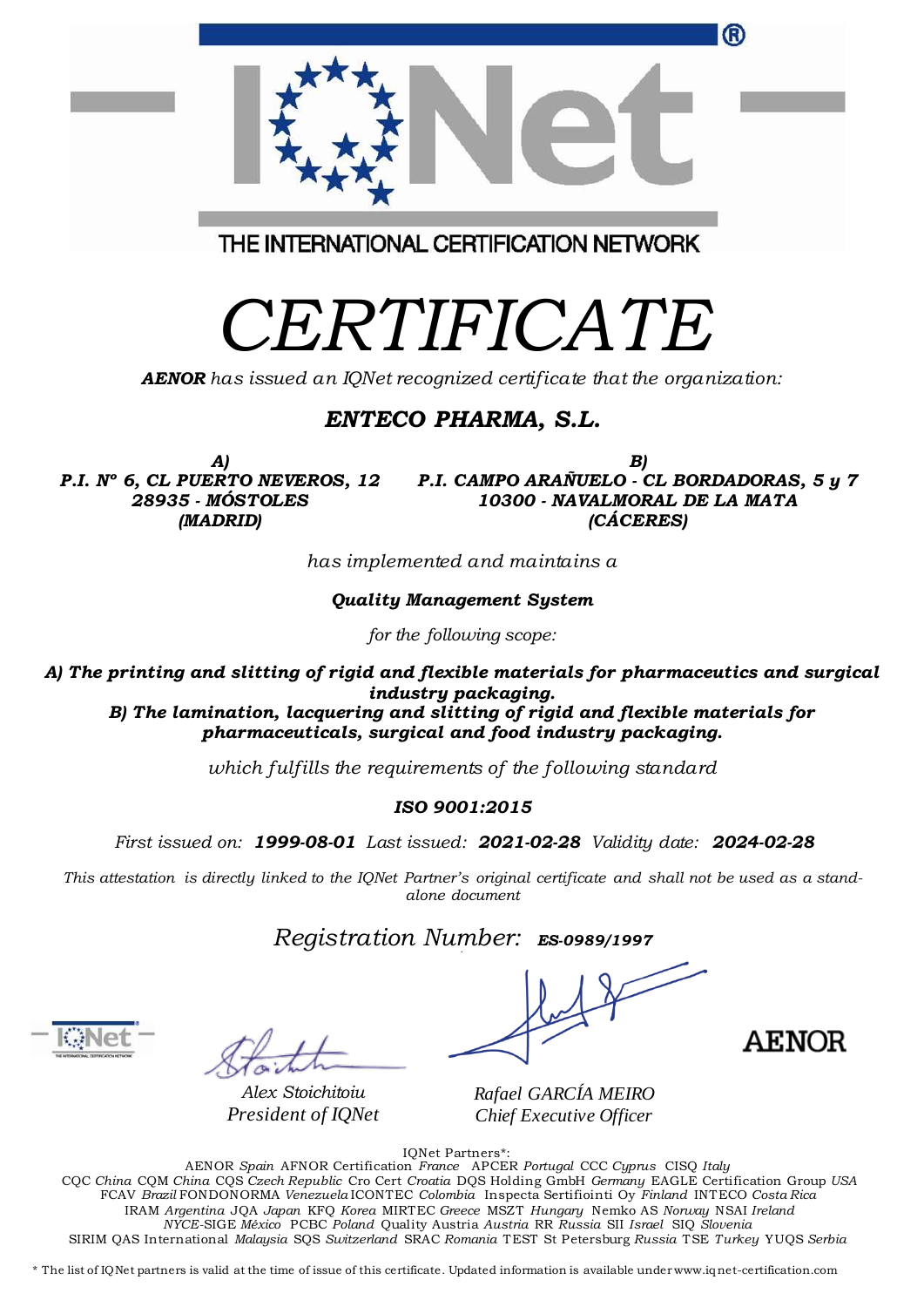THE INTERNATIONAL CERTIFICATION NETWORK

# CERTIFICATE

***AENOR*** *has issued an IQNet recognized certificate that the organization:*

## *ENTECO PHARMA, S.L.*

***A)***
***P.I. Nº 6, CL PUERTO NEVEROS, 12***
***28935 - MÓSTOLES***
***(MADRID)***

***B)***
***P.I. CAMPO ARAÑUELO - CL BORDADORAS, 5 y 7***
***10300 - NAVALMORAL DE LA MATA***
***(CÁCERES)***

*has implemented and maintains a*

***Quality Management System***

*for the following scope:*

***A) The printing and slitting of rigid and flexible materials for pharmaceutics and surgical industry packaging.***
***B) The lamination, lacquering and slitting of rigid and flexible materials for pharmaceuticals, surgical and food industry packaging.***

*which fulfills the requirements of the following standard*

***ISO 9001:2015***

*First issued on:* ***1999-08-01*** *Last issued:* ***2021-02-28*** *Validity date:* ***2024-02-28***

*This attestation is directly linked to the IQNet Partner's original certificate and shall not be used as a stand-alone document*

*Registration Number:* ***ES-0989/1997***

*Alex Stoichitoiu*
*President of IQNet*

*Rafael GARCÍA MEIRO*
*Chief Executive Officer*

AENOR

IQNet Partners*:
AENOR *Spain* AFNOR Certification *France* APCER *Portugal* CCC *Cyprus* CISQ *Italy*
CQC *China* CQM *China* CQS *Czech Republic* Cro Cert *Croatia* DQS Holding GmbH *Germany* EAGLE Certification Group *USA*
FCAV *Brazil* FONDONORMA *Venezuela* ICONTEC *Colombia* Inspecta Sertifiointi Oy *Finland* INTECO *Costa Rica*
IRAM *Argentina* JQA *Japan* KFQ *Korea* MIRTEC *Greece* MSZT *Hungary* Nemko AS *Norway* NSAI *Ireland*
*NYCE*-SIGE *México* PCBC *Poland* Quality Austria *Austria* RR *Russia* SII *Israel* SIQ *Slovenia*
SIRIM QAS International *Malaysia* SQS *Switzerland* SRAC *Romania* TEST St Petersburg *Russia* TSE *Turkey* YUQS *Serbia*

\* The list of IQNet partners is valid at the time of issue of this certificate. Updated information is available under www.iqnet-certification.com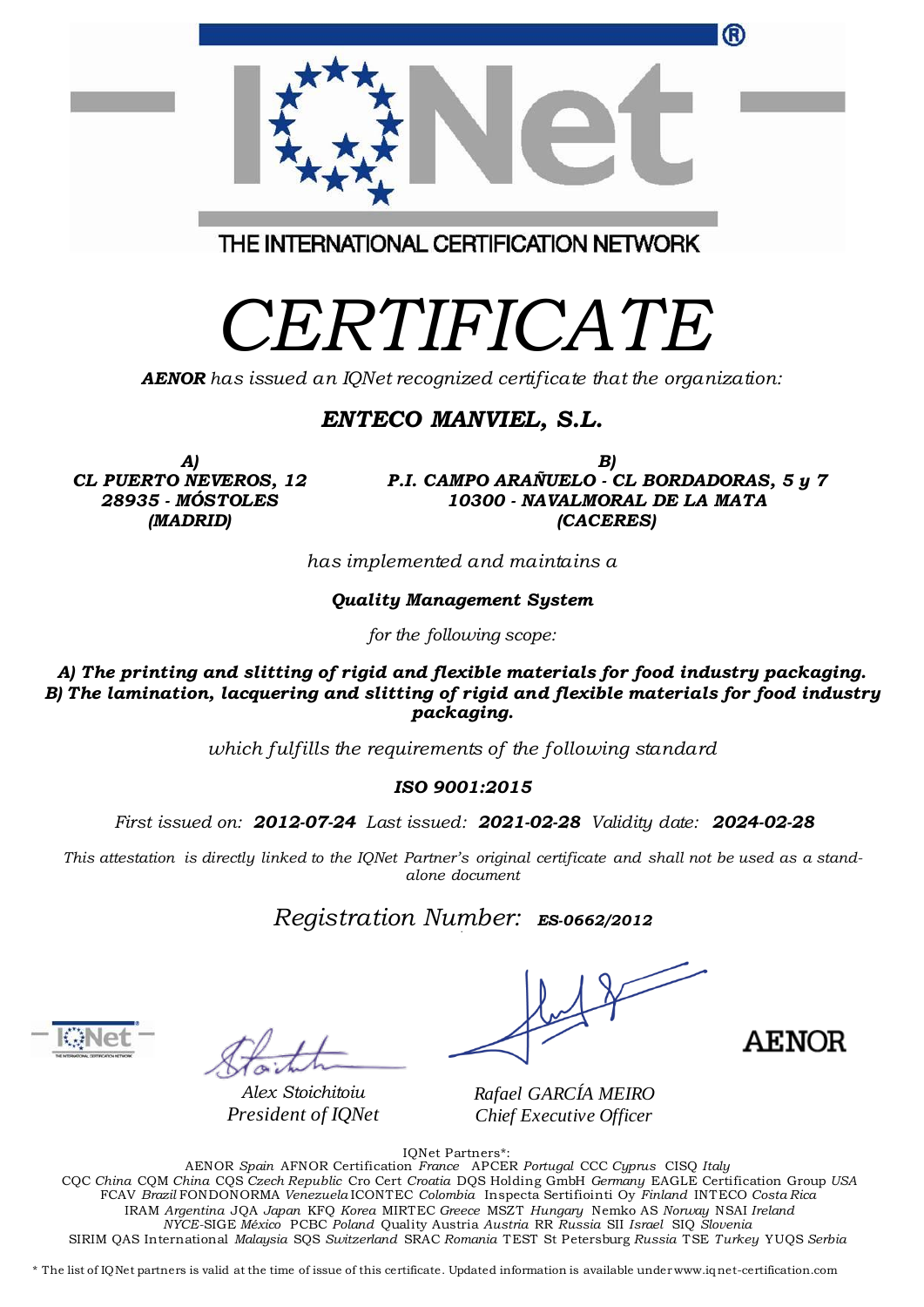THE INTERNATIONAL CERTIFICATION NETWORK

# *CERTIFICATE*

***AENOR** has issued an IQNet recognized certificate that the organization:*

## ***ENTECO MANVIEL, S.L.***

***A)***
***CL PUERTO NEVEROS, 12***
***28935 - MÓSTOLES***
***(MADRID)***

***B)***
***P.I. CAMPO ARAÑUELO - CL BORDADORAS, 5 y 7***
***10300 - NAVALMORAL DE LA MATA***
***(CACERES)***

*has implemented and maintains a*

***Quality Management System***

*for the following scope:*

***A) The printing and slitting of rigid and flexible materials for food industry packaging.***
***B) The lamination, lacquering and slitting of rigid and flexible materials for food industry packaging.***

*which fulfills the requirements of the following standard*

***ISO 9001:2015***

*First issued on:* ***2012-07-24*** *Last issued:* ***2021-02-28*** *Validity date:* ***2024-02-28***

*This attestation is directly linked to the IQNet Partner's original certificate and shall not be used as a stand-alone document*

*Registration Number:* ***ES-0662/2012***

*Alex Stoichitoiu*
*President of IQNet*

*Rafael GARCÍA MEIRO*
*Chief Executive Officer*

AENOR

IQNet Partners*:
AENOR *Spain* AFNOR Certification *France* APCER *Portugal* CCC *Cyprus* CISQ *Italy*
CQC *China* CQM *China* CQS *Czech Republic* Cro Cert *Croatia* DQS Holding GmbH *Germany* EAGLE Certification Group *USA*
FCAV *Brazil* FONDONORMA *Venezuela* ICONTEC *Colombia* Inspecta Sertifiointi Oy *Finland* INTECO *Costa Rica*
IRAM *Argentina* JQA *Japan* KFQ *Korea* MIRTEC *Greece* MSZT *Hungary* Nemko AS *Norway* NSAI *Ireland*
*NYCE*-SIGE *México* PCBC *Poland* Quality Austria *Austria* RR *Russia* SII *Israel* SIQ *Slovenia*
SIRIM QAS International *Malaysia* SQS *Switzerland* SRAC *Romania* TEST St Petersburg *Russia* TSE *Turkey* YUQS *Serbia*

* The list of IQNet partners is valid at the time of issue of this certificate. Updated information is available under www.iqnet-certification.com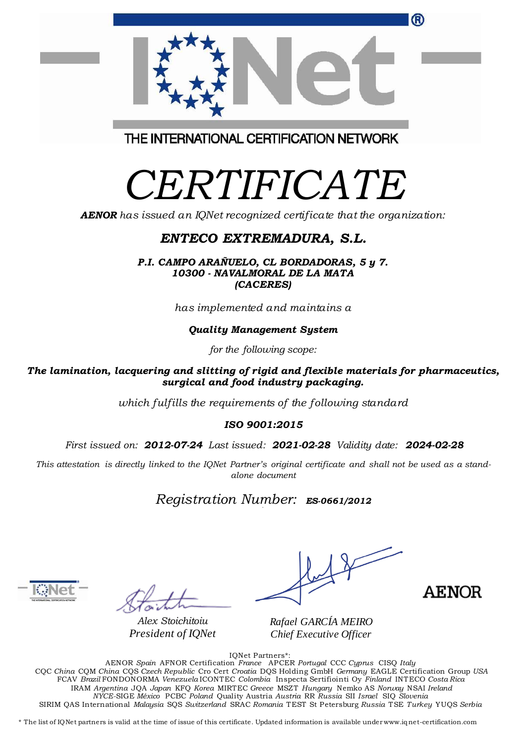THE INTERNATIONAL CERTIFICATION NETWORK

# *CERTIFICATE*

***AENOR*** *has issued an IQNet recognized certificate that the organization:*

## ***ENTECO EXTREMADURA, S.L.***

***P.I. CAMPO ARAÑUELO, CL BORDADORAS, 5 y 7.***
***10300 - NAVALMORAL DE LA MATA***
***(CACERES)***

*has implemented and maintains a*

***Quality Management System***

*for the following scope:*

***The lamination, lacquering and slitting of rigid and flexible materials for pharmaceutics, surgical and food industry packaging.***

*which fulfills the requirements of the following standard*

***ISO 9001:2015***

*First issued on:* ***2012-07-24*** *Last issued:* ***2021-02-28*** *Validity date:* ***2024-02-28***

*This attestation is directly linked to the IQNet Partner's original certificate and shall not be used as a stand-alone document*

*Registration Number:* ***ES-0661/2012***

*Alex Stoichitoiu*
*President of IQNet*

*Rafael GARCÍA MEIRO*
*Chief Executive Officer*

AENOR

IQNet Partners*:
AENOR *Spain* AFNOR Certification *France* APCER *Portugal* CCC *Cyprus* CISQ *Italy*
CQC *China* CQM *China* CQS *Czech Republic* Cro Cert *Croatia* DQS Holding GmbH *Germany* EAGLE Certification Group *USA*
FCAV *Brazil* FONDONORMA *Venezuela* ICONTEC *Colombia* Inspecta Sertifiointi Oy *Finland* INTECO *Costa Rica*
IRAM *Argentina* JQA *Japan* KFQ *Korea* MIRTEC *Greece* MSZT *Hungary* Nemko AS *Norway* NSAI *Ireland*
*NYCE*-SIGE *México* PCBC *Poland* Quality Austria *Austria* RR *Russia* SII *Israel* SIQ *Slovenia*
SIRIM QAS International *Malaysia* SQS *Switzerland* SRAC *Romania* TEST St Petersburg *Russia* TSE *Turkey* YUQS *Serbia*

\* The list of IQNet partners is valid at the time of issue of this certificate. Updated information is available under www.iqnet-certification.com